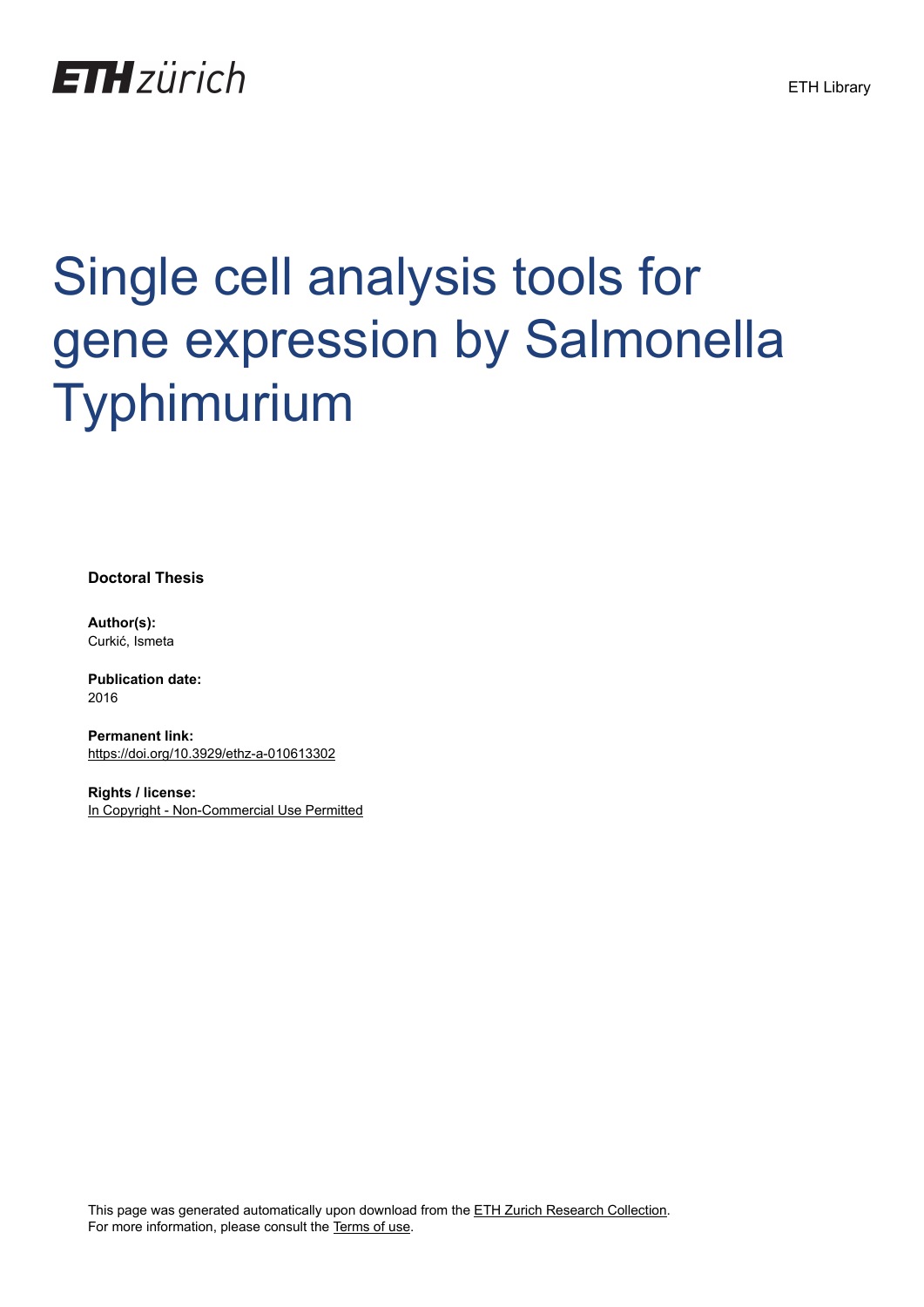ETH zürich

ETH Library

# Single cell analysis tools for gene expression by Salmonella Typhimurium

**Doctoral Thesis**

**Author(s):**
Curkić, Ismeta

**Publication date:**
2016

**Permanent link:**
https://doi.org/10.3929/ethz-a-010613302

**Rights / license:**
In Copyright - Non-Commercial Use Permitted

This page was generated automatically upon download from the ETH Zurich Research Collection.
For more information, please consult the Terms of use.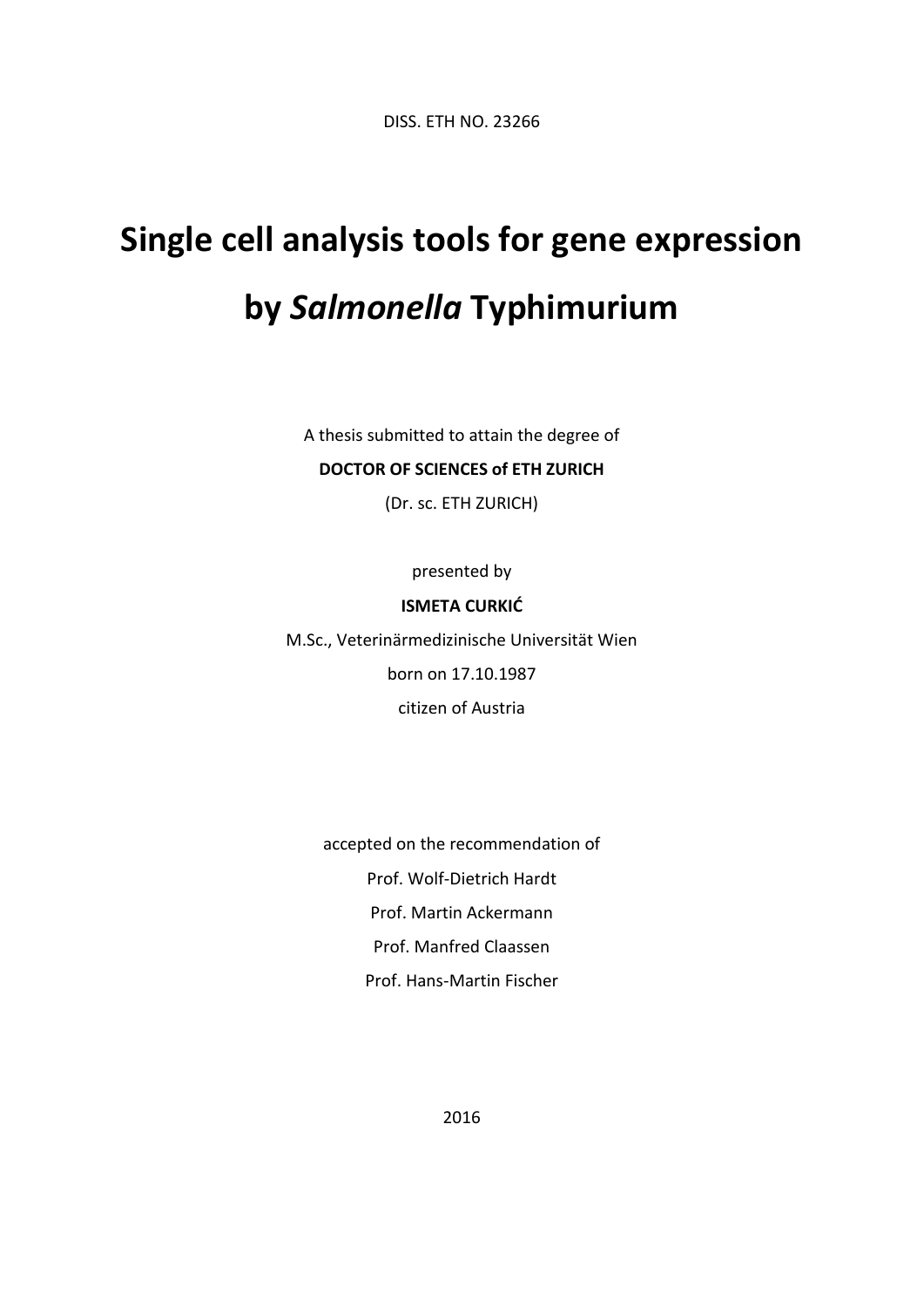DISS. ETH NO. 23266

# Single cell analysis tools for gene expression by *Salmonella* Typhimurium

A thesis submitted to attain the degree of

**DOCTOR OF SCIENCES of ETH ZURICH**

(Dr. sc. ETH ZURICH)

presented by

**ISMETA CURKIĆ**

M.Sc., Veterinärmedizinische Universität Wien

born on 17.10.1987

citizen of Austria

accepted on the recommendation of

Prof. Wolf-Dietrich Hardt

Prof. Martin Ackermann

Prof. Manfred Claassen

Prof. Hans-Martin Fischer

2016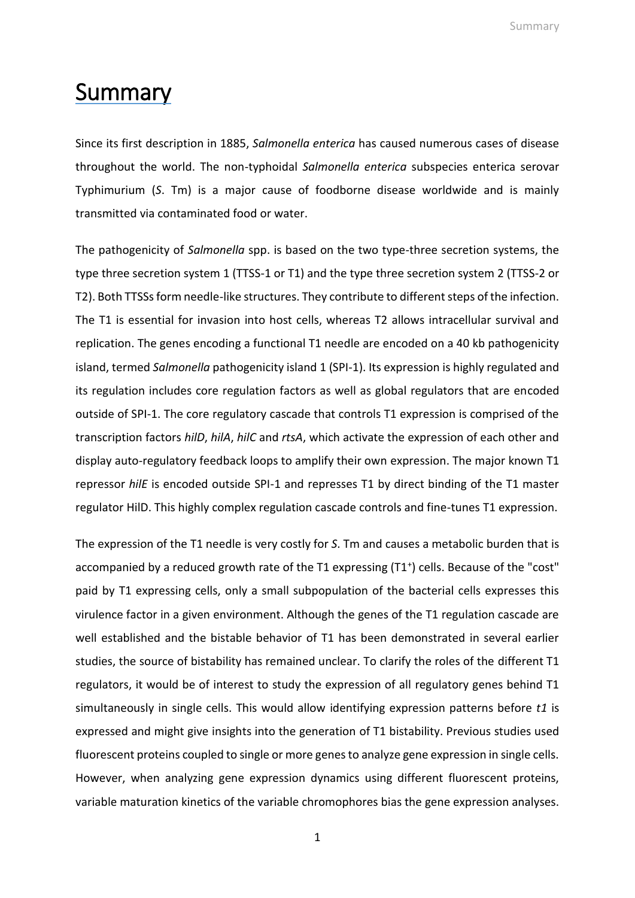# Summary

Since its first description in 1885, *Salmonella enterica* has caused numerous cases of disease throughout the world. The non-typhoidal *Salmonella enterica* subspecies enterica serovar Typhimurium (*S*. Tm) is a major cause of foodborne disease worldwide and is mainly transmitted via contaminated food or water.

The pathogenicity of *Salmonella* spp. is based on the two type-three secretion systems, the type three secretion system 1 (TTSS-1 or T1) and the type three secretion system 2 (TTSS-2 or T2). Both TTSSs form needle-like structures. They contribute to different steps of the infection. The T1 is essential for invasion into host cells, whereas T2 allows intracellular survival and replication. The genes encoding a functional T1 needle are encoded on a 40 kb pathogenicity island, termed *Salmonella* pathogenicity island 1 (SPI-1). Its expression is highly regulated and its regulation includes core regulation factors as well as global regulators that are encoded outside of SPI-1. The core regulatory cascade that controls T1 expression is comprised of the transcription factors *hilD*, *hilA*, *hilC* and *rtsA*, which activate the expression of each other and display auto-regulatory feedback loops to amplify their own expression. The major known T1 repressor *hilE* is encoded outside SPI-1 and represses T1 by direct binding of the T1 master regulator HilD. This highly complex regulation cascade controls and fine-tunes T1 expression.

The expression of the T1 needle is very costly for *S*. Tm and causes a metabolic burden that is accompanied by a reduced growth rate of the T1 expressing ($T1^+$) cells. Because of the "cost" paid by T1 expressing cells, only a small subpopulation of the bacterial cells expresses this virulence factor in a given environment. Although the genes of the T1 regulation cascade are well established and the bistable behavior of T1 has been demonstrated in several earlier studies, the source of bistability has remained unclear. To clarify the roles of the different T1 regulators, it would be of interest to study the expression of all regulatory genes behind T1 simultaneously in single cells. This would allow identifying expression patterns before *t1* is expressed and might give insights into the generation of T1 bistability. Previous studies used fluorescent proteins coupled to single or more genes to analyze gene expression in single cells. However, when analyzing gene expression dynamics using different fluorescent proteins, variable maturation kinetics of the variable chromophores bias the gene expression analyses.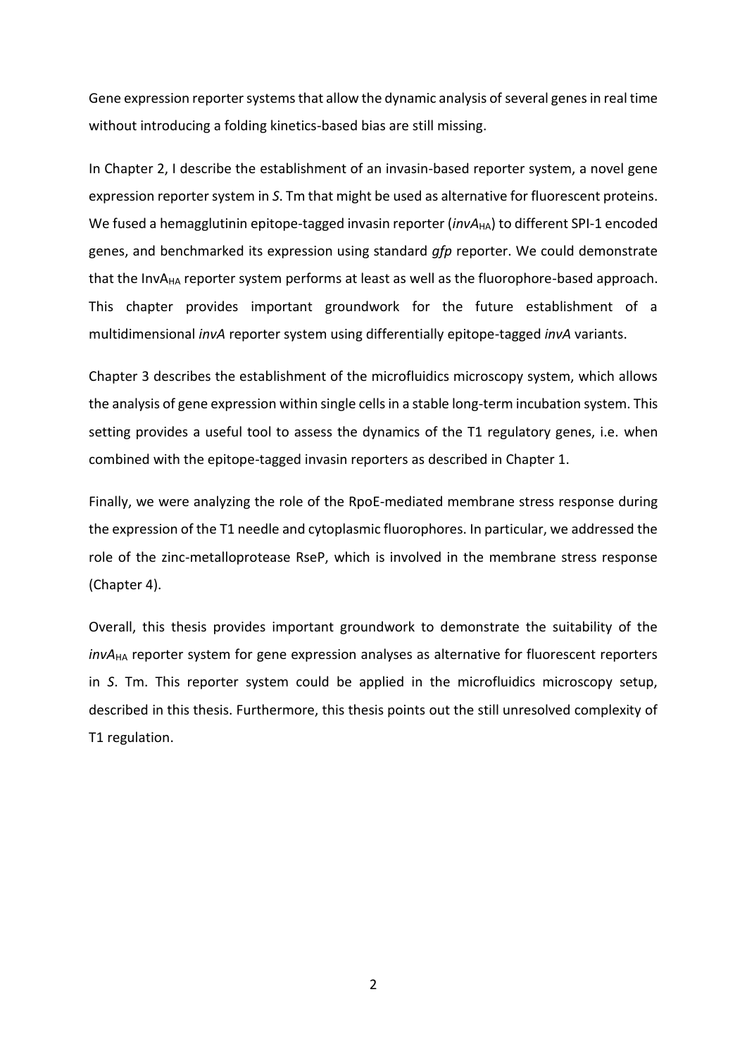Gene expression reporter systems that allow the dynamic analysis of several genes in real time without introducing a folding kinetics-based bias are still missing.

In Chapter 2, I describe the establishment of an invasin-based reporter system, a novel gene expression reporter system in *S*. Tm that might be used as alternative for fluorescent proteins. We fused a hemagglutinin epitope-tagged invasin reporter (*invA*$_{HA}$) to different SPI-1 encoded genes, and benchmarked its expression using standard *gfp* reporter. We could demonstrate that the InvA$_{HA}$ reporter system performs at least as well as the fluorophore-based approach. This chapter provides important groundwork for the future establishment of a multidimensional *invA* reporter system using differentially epitope-tagged *invA* variants.

Chapter 3 describes the establishment of the microfluidics microscopy system, which allows the analysis of gene expression within single cells in a stable long-term incubation system. This setting provides a useful tool to assess the dynamics of the T1 regulatory genes, i.e. when combined with the epitope-tagged invasin reporters as described in Chapter 1.

Finally, we were analyzing the role of the RpoE-mediated membrane stress response during the expression of the T1 needle and cytoplasmic fluorophores. In particular, we addressed the role of the zinc-metalloprotease RseP, which is involved in the membrane stress response (Chapter 4).

Overall, this thesis provides important groundwork to demonstrate the suitability of the *invA*$_{HA}$ reporter system for gene expression analyses as alternative for fluorescent reporters in *S*. Tm. This reporter system could be applied in the microfluidics microscopy setup, described in this thesis. Furthermore, this thesis points out the still unresolved complexity of T1 regulation.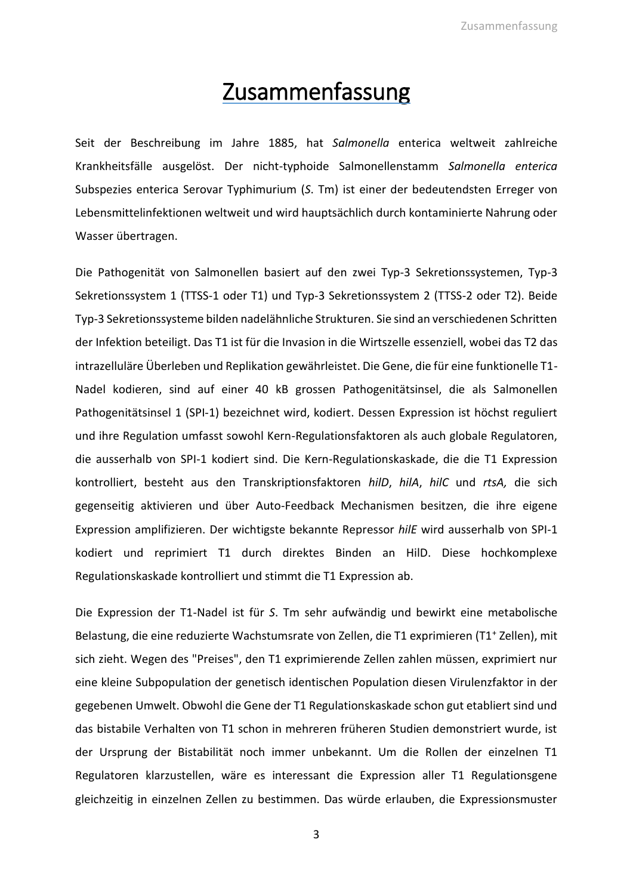# Zusammenfassung

Seit der Beschreibung im Jahre 1885, hat *Salmonella* enterica weltweit zahlreiche Krankheitsfälle ausgelöst. Der nicht-typhoide Salmonellenstamm *Salmonella enterica* Subspezies enterica Serovar Typhimurium (*S*. Tm) ist einer der bedeutendsten Erreger von Lebensmittelinfektionen weltweit und wird hauptsächlich durch kontaminierte Nahrung oder Wasser übertragen.

Die Pathogenität von Salmonellen basiert auf den zwei Typ-3 Sekretionssystemen, Typ-3 Sekretionssystem 1 (TTSS-1 oder T1) und Typ-3 Sekretionssystem 2 (TTSS-2 oder T2). Beide Typ-3 Sekretionssysteme bilden nadelähnliche Strukturen. Sie sind an verschiedenen Schritten der Infektion beteiligt. Das T1 ist für die Invasion in die Wirtszelle essenziell, wobei das T2 das intrazelluläre Überleben und Replikation gewährleistet. Die Gene, die für eine funktionelle T1-Nadel kodieren, sind auf einer 40 kB grossen Pathogenitätsinsel, die als Salmonellen Pathogenitätsinsel 1 (SPI-1) bezeichnet wird, kodiert. Dessen Expression ist höchst reguliert und ihre Regulation umfasst sowohl Kern-Regulationsfaktoren als auch globale Regulatoren, die ausserhalb von SPI-1 kodiert sind. Die Kern-Regulationskaskade, die die T1 Expression kontrolliert, besteht aus den Transkriptionsfaktoren *hilD*, *hilA*, *hilC* und *rtsA,* die sich gegenseitig aktivieren und über Auto-Feedback Mechanismen besitzen, die ihre eigene Expression amplifizieren. Der wichtigste bekannte Repressor *hilE* wird ausserhalb von SPI-1 kodiert und reprimiert T1 durch direktes Binden an HilD. Diese hochkomplexe Regulationskaskade kontrolliert und stimmt die T1 Expression ab.

Die Expression der T1-Nadel ist für *S*. Tm sehr aufwändig und bewirkt eine metabolische Belastung, die eine reduzierte Wachstumsrate von Zellen, die T1 exprimieren ($T1^+$ Zellen), mit sich zieht. Wegen des "Preises", den T1 exprimierende Zellen zahlen müssen, exprimiert nur eine kleine Subpopulation der genetisch identischen Population diesen Virulenzfaktor in der gegebenen Umwelt. Obwohl die Gene der T1 Regulationskaskade schon gut etabliert sind und das bistabile Verhalten von T1 schon in mehreren früheren Studien demonstriert wurde, ist der Ursprung der Bistabilität noch immer unbekannt. Um die Rollen der einzelnen T1 Regulatoren klarzustellen, wäre es interessant die Expression aller T1 Regulationsgene gleichzeitig in einzelnen Zellen zu bestimmen. Das würde erlauben, die Expressionsmuster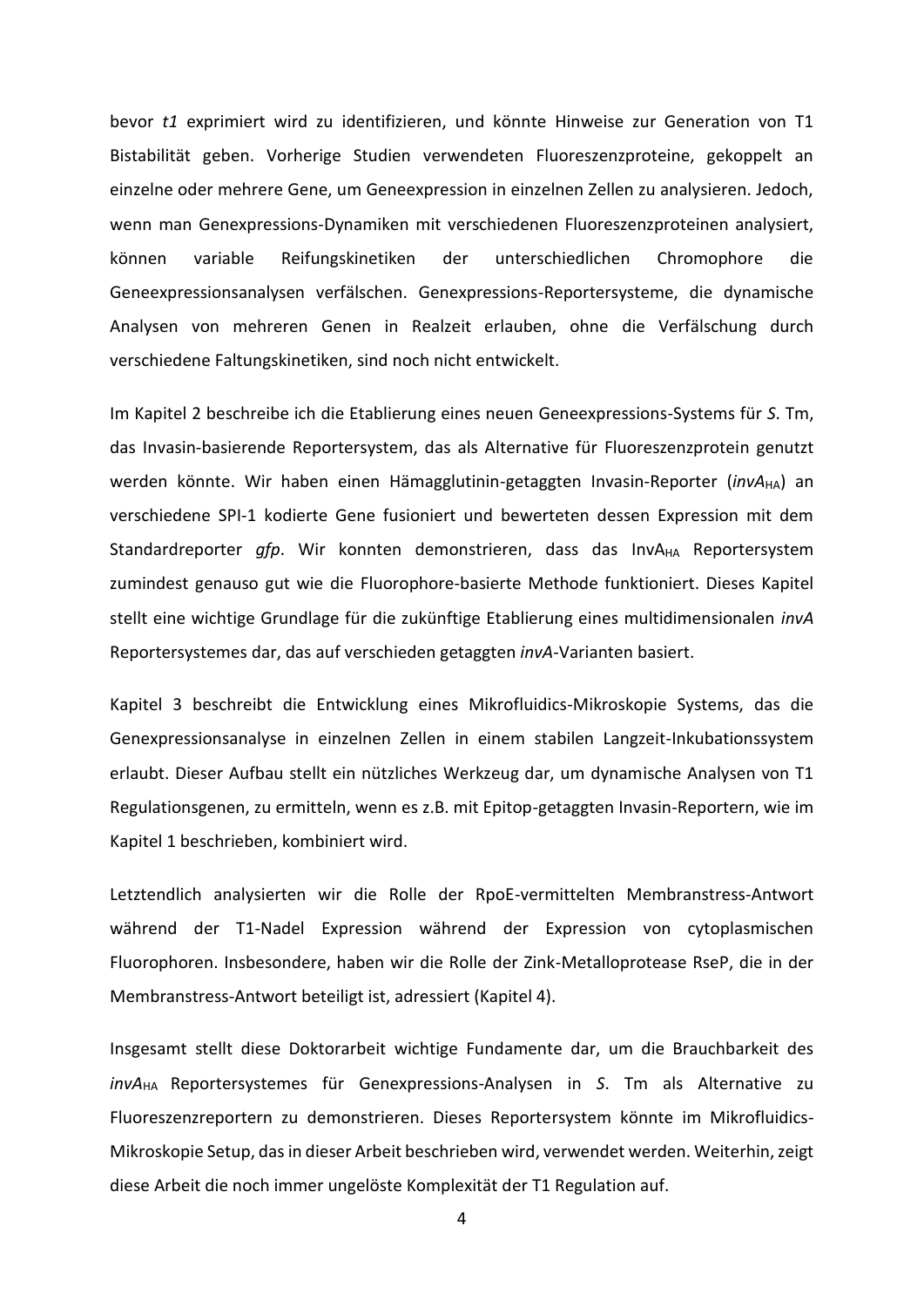bevor *t1* exprimiert wird zu identifizieren, und könnte Hinweise zur Generation von T1 Bistabilität geben. Vorherige Studien verwendeten Fluoreszenzproteine, gekoppelt an einzelne oder mehrere Gene, um Geneexpression in einzelnen Zellen zu analysieren. Jedoch, wenn man Genexpressions-Dynamiken mit verschiedenen Fluoreszenzproteinen analysiert, können variable Reifungskinetiken der unterschiedlichen Chromophore die Geneexpressionsanalysen verfälschen. Genexpressions-Reportersysteme, die dynamische Analysen von mehreren Genen in Realzeit erlauben, ohne die Verfälschung durch verschiedene Faltungskinetiken, sind noch nicht entwickelt.

Im Kapitel 2 beschreibe ich die Etablierung eines neuen Geneexpressions-Systems für *S*. Tm, das Invasin-basierende Reportersystem, das als Alternative für Fluoreszenzprotein genutzt werden könnte. Wir haben einen Hämagglutinin-getaggten Invasin-Reporter (*invA*$_{HA}$) an verschiedene SPI-1 kodierte Gene fusioniert und bewerteten dessen Expression mit dem Standardreporter *gfp*. Wir konnten demonstrieren, dass das InvA$_{HA}$ Reportersystem zumindest genauso gut wie die Fluorophore-basierte Methode funktioniert. Dieses Kapitel stellt eine wichtige Grundlage für die zukünftige Etablierung eines multidimensionalen *invA* Reportersystemes dar, das auf verschieden getaggten *invA*-Varianten basiert.

Kapitel 3 beschreibt die Entwicklung eines Mikrofluidics-Mikroskopie Systems, das die Genexpressionsanalyse in einzelnen Zellen in einem stabilen Langzeit-Inkubationssystem erlaubt. Dieser Aufbau stellt ein nützliches Werkzeug dar, um dynamische Analysen von T1 Regulationsgenen, zu ermitteln, wenn es z.B. mit Epitop-getaggten Invasin-Reportern, wie im Kapitel 1 beschrieben, kombiniert wird.

Letztendlich analysierten wir die Rolle der RpoE-vermittelten Membranstress-Antwort während der T1-Nadel Expression während der Expression von cytoplasmischen Fluorophoren. Insbesondere, haben wir die Rolle der Zink-Metalloprotease RseP, die in der Membranstress-Antwort beteiligt ist, adressiert (Kapitel 4).

Insgesamt stellt diese Doktorarbeit wichtige Fundamente dar, um die Brauchbarkeit des *invA*$_{HA}$ Reportersystemes für Genexpressions-Analysen in *S*. Tm als Alternative zu Fluoreszenzreportern zu demonstrieren. Dieses Reportersystem könnte im Mikrofluidics-Mikroskopie Setup, das in dieser Arbeit beschrieben wird, verwendet werden. Weiterhin, zeigt diese Arbeit die noch immer ungelöste Komplexität der T1 Regulation auf.